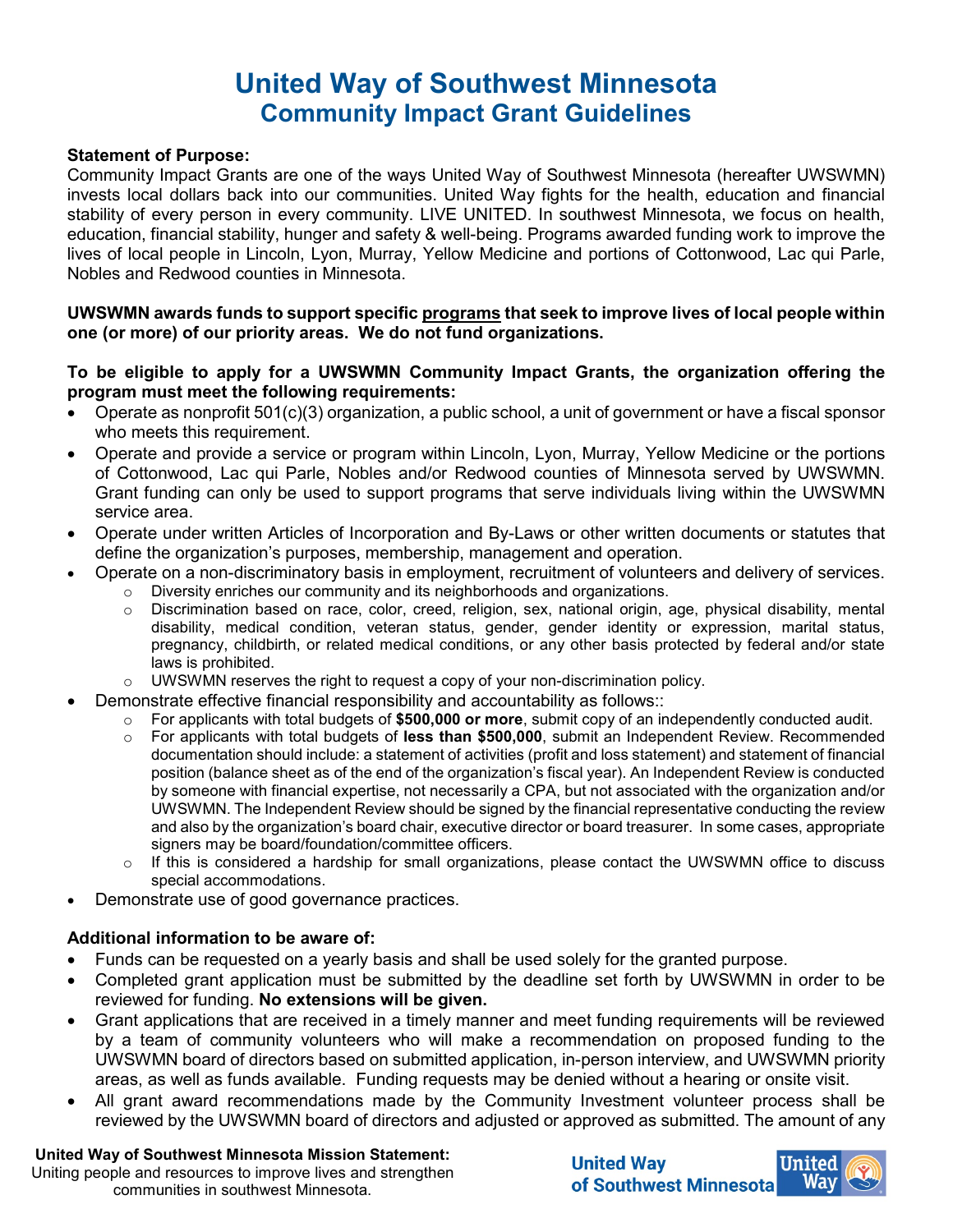# United Way of Southwest Minnesota
## Community Impact Grant Guidelines

**Statement of Purpose:**
Community Impact Grants are one of the ways United Way of Southwest Minnesota (hereafter UWSWMN) invests local dollars back into our communities. United Way fights for the health, education and financial stability of every person in every community. LIVE UNITED. In southwest Minnesota, we focus on health, education, financial stability, hunger and safety & well-being. Programs awarded funding work to improve the lives of local people in Lincoln, Lyon, Murray, Yellow Medicine and portions of Cottonwood, Lac qui Parle, Nobles and Redwood counties in Minnesota.

**UWSWMN awards funds to support specific <u>programs</u> that seek to improve lives of local people within one (or more) of our priority areas. We do not fund organizations.**

**To be eligible to apply for a UWSWMN Community Impact Grants, the organization offering the program must meet the following requirements:**

- Operate as nonprofit 501(c)(3) organization, a public school, a unit of government or have a fiscal sponsor who meets this requirement.
- Operate and provide a service or program within Lincoln, Lyon, Murray, Yellow Medicine or the portions of Cottonwood, Lac qui Parle, Nobles and/or Redwood counties of Minnesota served by UWSWMN. Grant funding can only be used to support programs that serve individuals living within the UWSWMN service area.
- Operate under written Articles of Incorporation and By-Laws or other written documents or statutes that define the organization's purposes, membership, management and operation.
- Operate on a non-discriminatory basis in employment, recruitment of volunteers and delivery of services.
  - Diversity enriches our community and its neighborhoods and organizations.
  - Discrimination based on race, color, creed, religion, sex, national origin, age, physical disability, mental disability, medical condition, veteran status, gender, gender identity or expression, marital status, pregnancy, childbirth, or related medical conditions, or any other basis protected by federal and/or state laws is prohibited.
  - UWSWMN reserves the right to request a copy of your non-discrimination policy.
- Demonstrate effective financial responsibility and accountability as follows::
  - For applicants with total budgets of **$500,000 or more**, submit copy of an independently conducted audit.
  - For applicants with total budgets of **less than $500,000**, submit an Independent Review. Recommended documentation should include: a statement of activities (profit and loss statement) and statement of financial position (balance sheet as of the end of the organization's fiscal year). An Independent Review is conducted by someone with financial expertise, not necessarily a CPA, but not associated with the organization and/or UWSWMN. The Independent Review should be signed by the financial representative conducting the review and also by the organization's board chair, executive director or board treasurer. In some cases, appropriate signers may be board/foundation/committee officers.
  - If this is considered a hardship for small organizations, please contact the UWSWMN office to discuss special accommodations.
- Demonstrate use of good governance practices.

**Additional information to be aware of:**

- Funds can be requested on a yearly basis and shall be used solely for the granted purpose.
- Completed grant application must be submitted by the deadline set forth by UWSWMN in order to be reviewed for funding. **No extensions will be given.**
- Grant applications that are received in a timely manner and meet funding requirements will be reviewed by a team of community volunteers who will make a recommendation on proposed funding to the UWSWMN board of directors based on submitted application, in-person interview, and UWSWMN priority areas, as well as funds available. Funding requests may be denied without a hearing or onsite visit.
- All grant award recommendations made by the Community Investment volunteer process shall be reviewed by the UWSWMN board of directors and adjusted or approved as submitted. The amount of any

**United Way of Southwest Minnesota Mission Statement:**
Uniting people and resources to improve lives and strengthen communities in southwest Minnesota.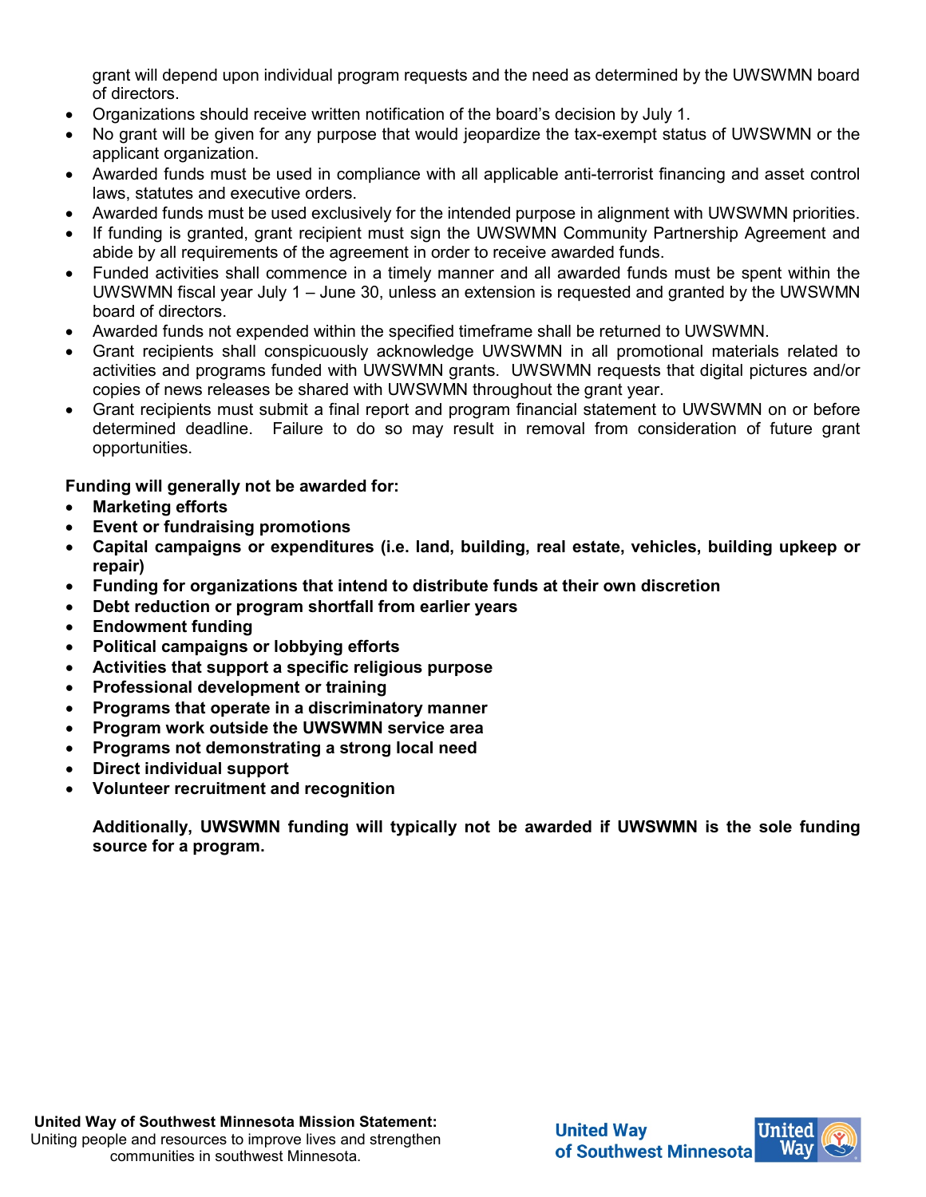grant will depend upon individual program requests and the need as determined by the UWSWMN board of directors.

- Organizations should receive written notification of the board's decision by July 1.
- No grant will be given for any purpose that would jeopardize the tax-exempt status of UWSWMN or the applicant organization.
- Awarded funds must be used in compliance with all applicable anti-terrorist financing and asset control laws, statutes and executive orders.
- Awarded funds must be used exclusively for the intended purpose in alignment with UWSWMN priorities.
- If funding is granted, grant recipient must sign the UWSWMN Community Partnership Agreement and abide by all requirements of the agreement in order to receive awarded funds.
- Funded activities shall commence in a timely manner and all awarded funds must be spent within the UWSWMN fiscal year July 1 – June 30, unless an extension is requested and granted by the UWSWMN board of directors.
- Awarded funds not expended within the specified timeframe shall be returned to UWSWMN.
- Grant recipients shall conspicuously acknowledge UWSWMN in all promotional materials related to activities and programs funded with UWSWMN grants. UWSWMN requests that digital pictures and/or copies of news releases be shared with UWSWMN throughout the grant year.
- Grant recipients must submit a final report and program financial statement to UWSWMN on or before determined deadline. Failure to do so may result in removal from consideration of future grant opportunities.

**Funding will generally not be awarded for:**

- **Marketing efforts**
- **Event or fundraising promotions**
- **Capital campaigns or expenditures (i.e. land, building, real estate, vehicles, building upkeep or repair)**
- **Funding for organizations that intend to distribute funds at their own discretion**
- **Debt reduction or program shortfall from earlier years**
- **Endowment funding**
- **Political campaigns or lobbying efforts**
- **Activities that support a specific religious purpose**
- **Professional development or training**
- **Programs that operate in a discriminatory manner**
- **Program work outside the UWSWMN service area**
- **Programs not demonstrating a strong local need**
- **Direct individual support**
- **Volunteer recruitment and recognition**

**Additionally, UWSWMN funding will typically not be awarded if UWSWMN is the sole funding source for a program.**

**United Way of Southwest Minnesota Mission Statement:**
Uniting people and resources to improve lives and strengthen communities in southwest Minnesota.

United Way of Southwest Minnesota